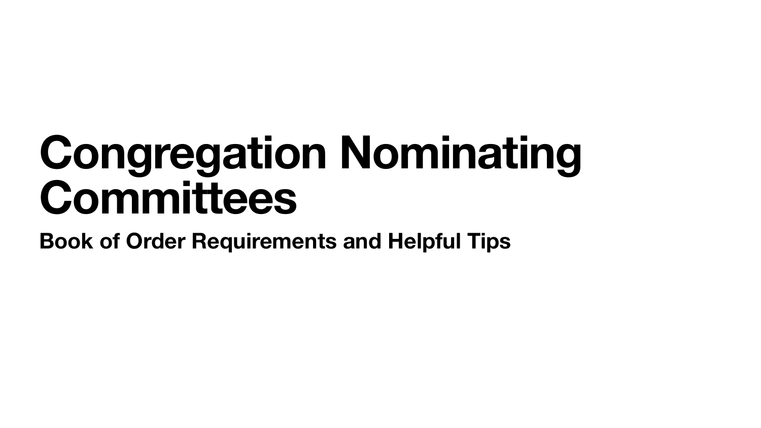# Congregation Nominating Committees

**Book of Order Requirements and Helpful Tips**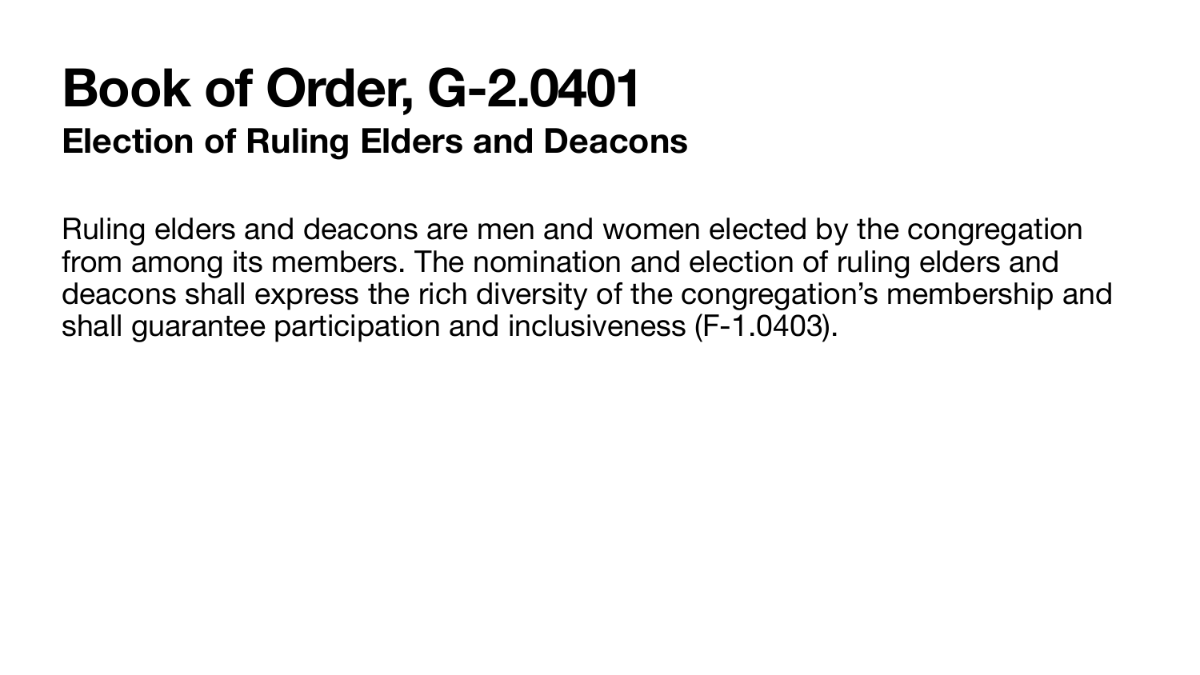# Book of Order, G-2.0401

## Election of Ruling Elders and Deacons

Ruling elders and deacons are men and women elected by the congregation from among its members. The nomination and election of ruling elders and deacons shall express the rich diversity of the congregation's membership and shall guarantee participation and inclusiveness (F-1.0403).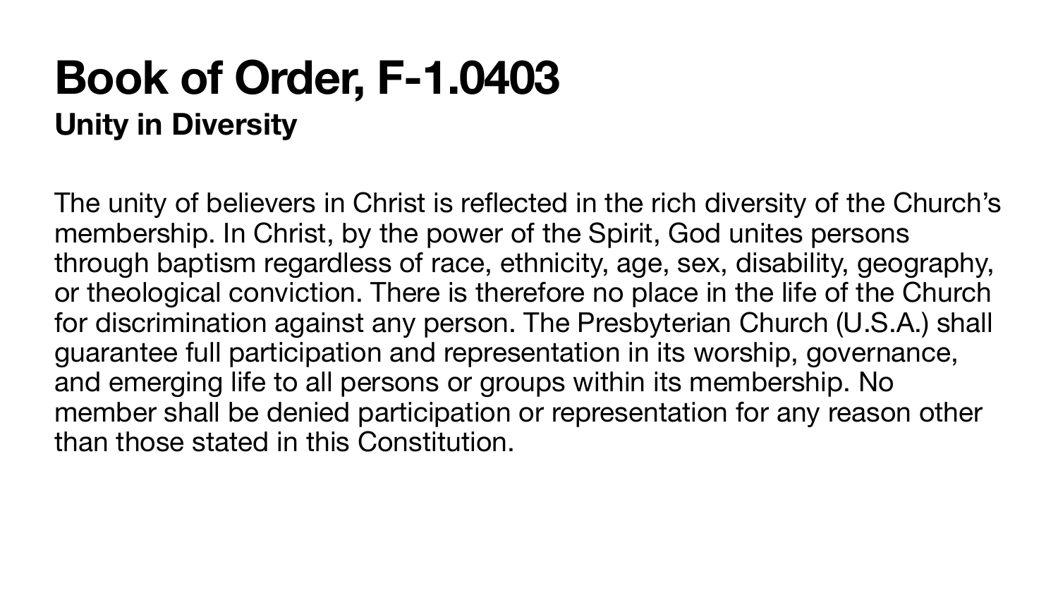# Book of Order, F-1.0403

## Unity in Diversity

The unity of believers in Christ is reflected in the rich diversity of the Church's membership. In Christ, by the power of the Spirit, God unites persons through baptism regardless of race, ethnicity, age, sex, disability, geography, or theological conviction. There is therefore no place in the life of the Church for discrimination against any person. The Presbyterian Church (U.S.A.) shall guarantee full participation and representation in its worship, governance, and emerging life to all persons or groups within its membership. No member shall be denied participation or representation for any reason other than those stated in this Constitution.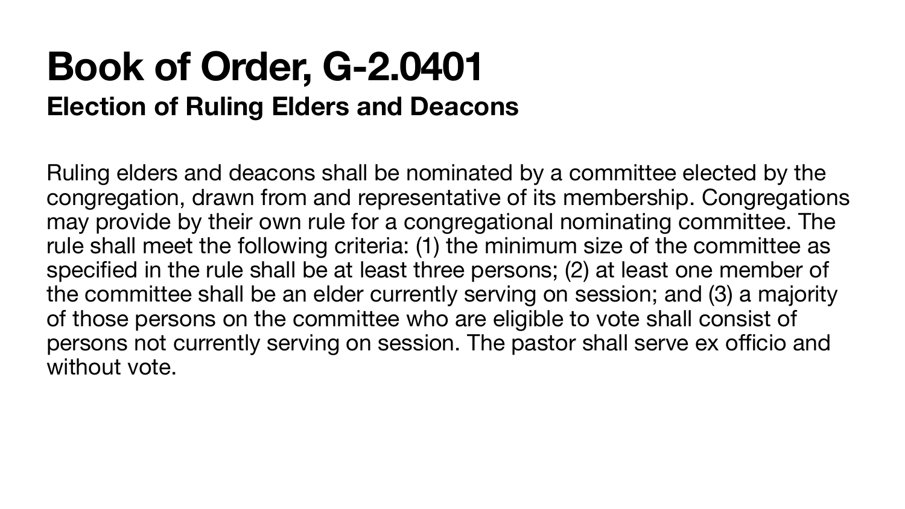# Book of Order, G-2.0401

## Election of Ruling Elders and Deacons

Ruling elders and deacons shall be nominated by a committee elected by the congregation, drawn from and representative of its membership. Congregations may provide by their own rule for a congregational nominating committee. The rule shall meet the following criteria: (1) the minimum size of the committee as specified in the rule shall be at least three persons; (2) at least one member of the committee shall be an elder currently serving on session; and (3) a majority of those persons on the committee who are eligible to vote shall consist of persons not currently serving on session. The pastor shall serve ex officio and without vote.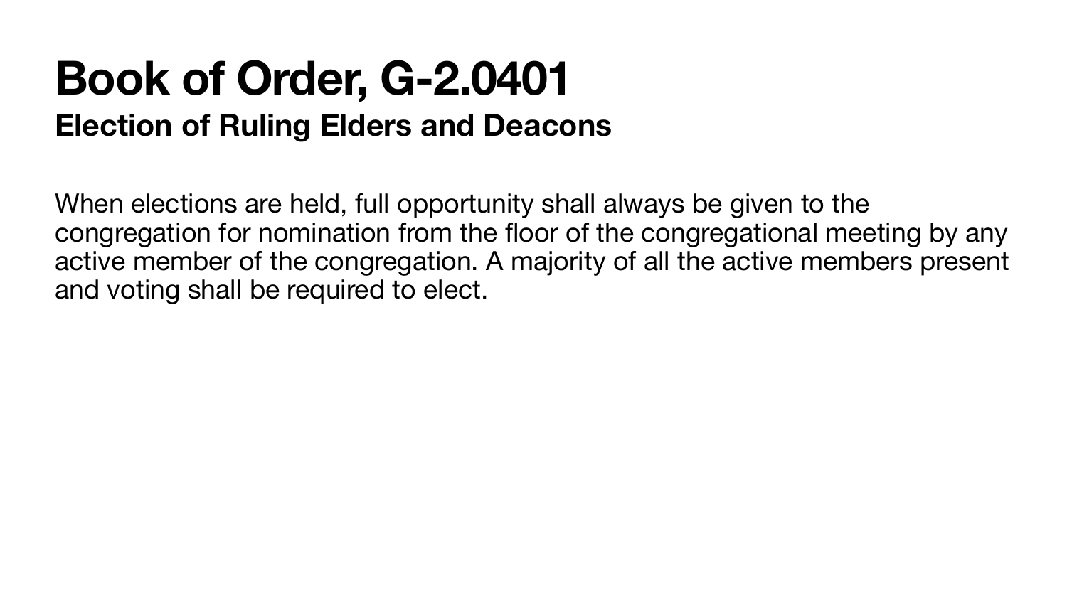# Book of Order, G-2.0401

## Election of Ruling Elders and Deacons

When elections are held, full opportunity shall always be given to the congregation for nomination from the floor of the congregational meeting by any active member of the congregation. A majority of all the active members present and voting shall be required to elect.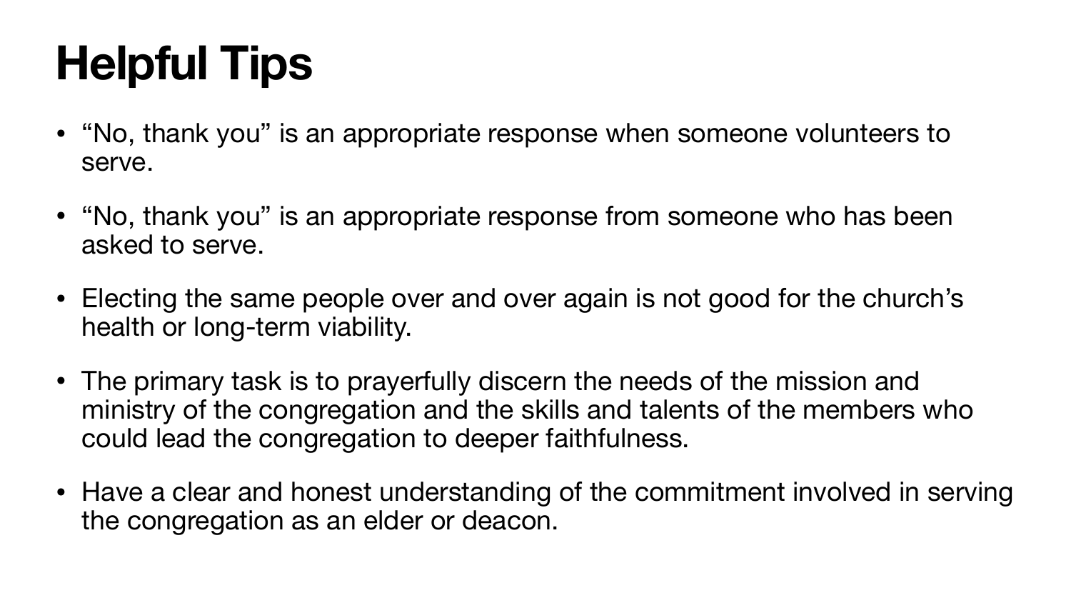# Helpful Tips

- "No, thank you" is an appropriate response when someone volunteers to serve.
- "No, thank you" is an appropriate response from someone who has been asked to serve.
- Electing the same people over and over again is not good for the church's health or long-term viability.
- The primary task is to prayerfully discern the needs of the mission and ministry of the congregation and the skills and talents of the members who could lead the congregation to deeper faithfulness.
- Have a clear and honest understanding of the commitment involved in serving the congregation as an elder or deacon.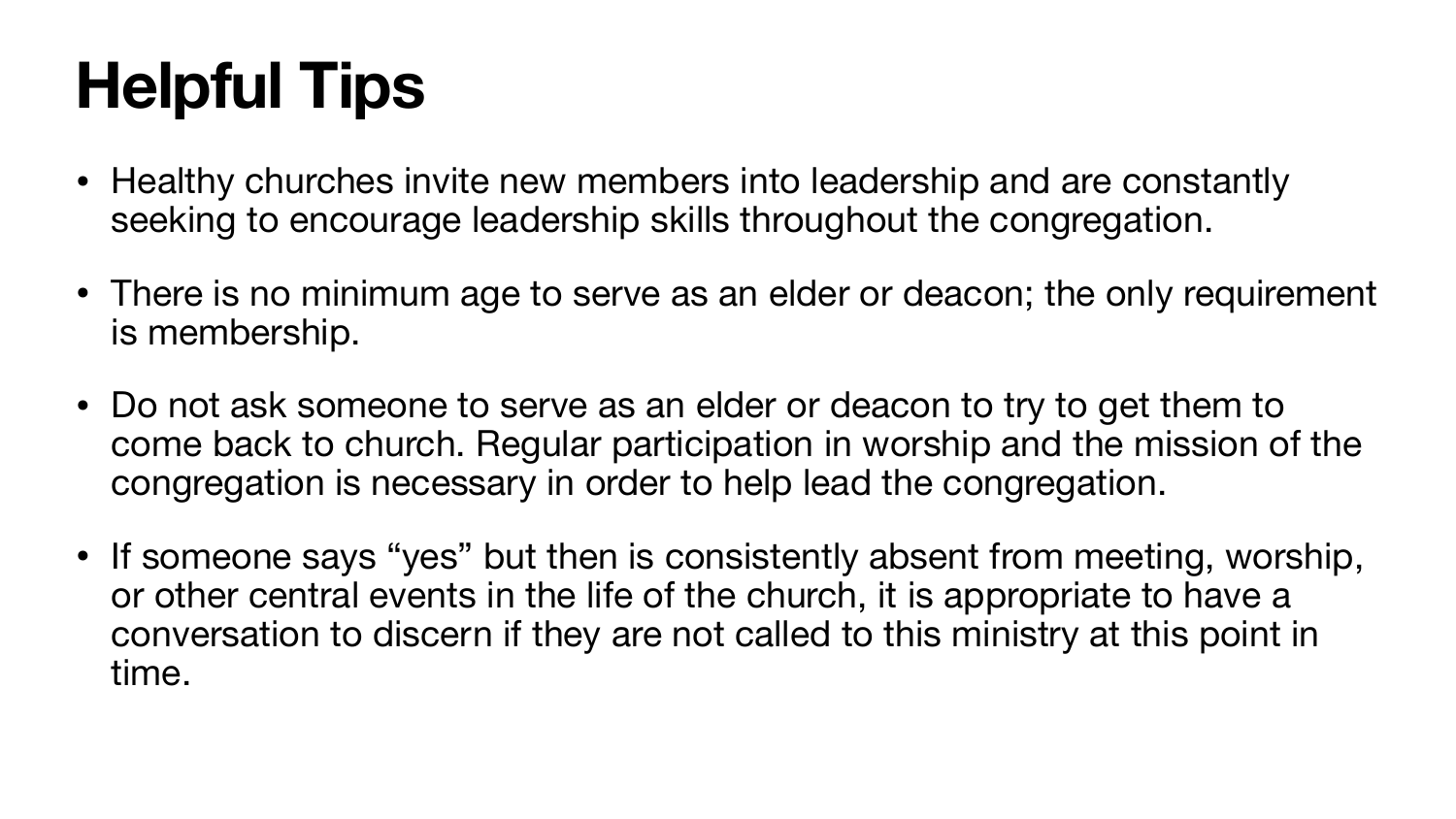# Helpful Tips

- Healthy churches invite new members into leadership and are constantly seeking to encourage leadership skills throughout the congregation.
- There is no minimum age to serve as an elder or deacon; the only requirement is membership.
- Do not ask someone to serve as an elder or deacon to try to get them to come back to church. Regular participation in worship and the mission of the congregation is necessary in order to help lead the congregation.
- If someone says “yes” but then is consistently absent from meeting, worship, or other central events in the life of the church, it is appropriate to have a conversation to discern if they are not called to this ministry at this point in time.